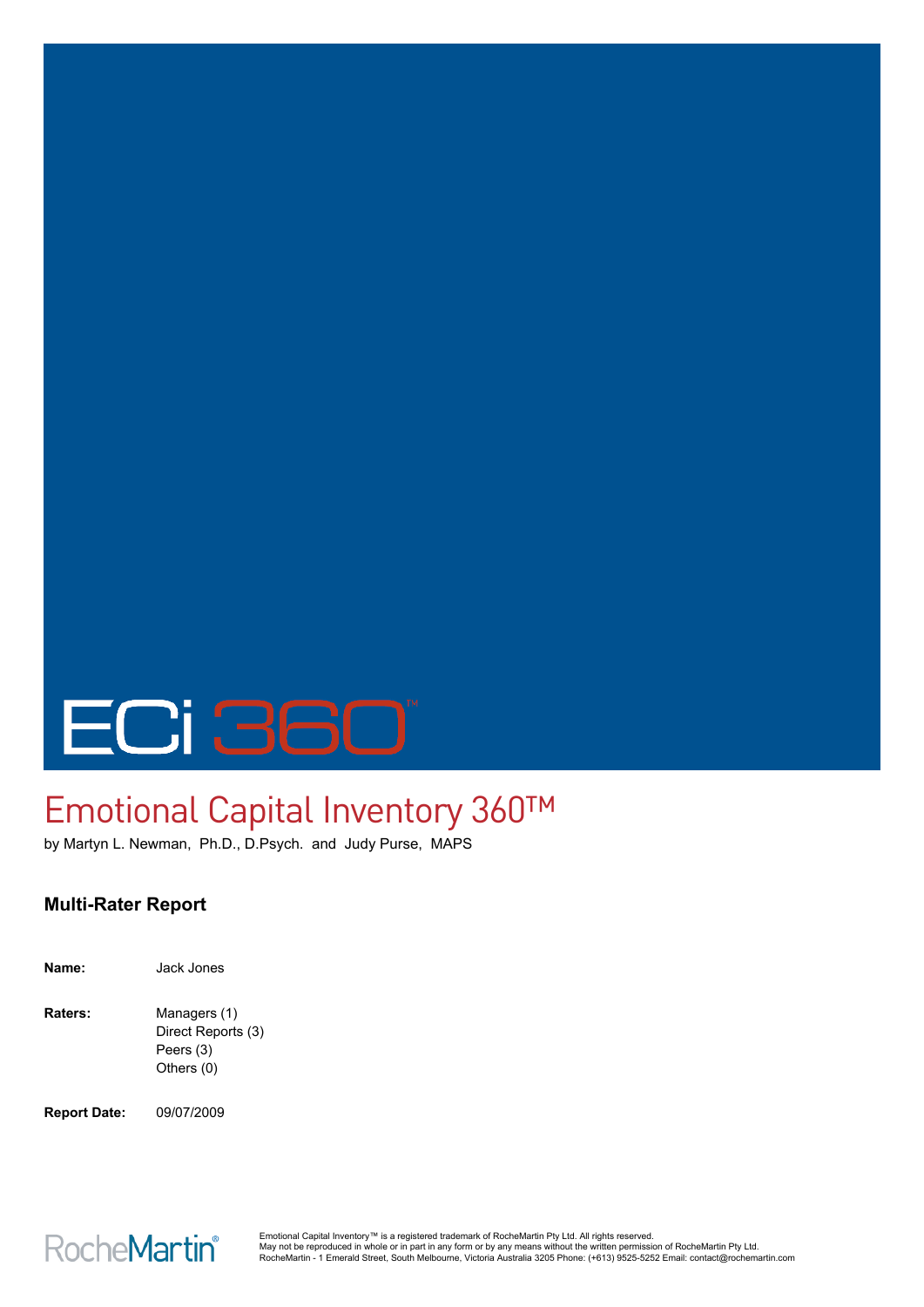# ECi 360™

# Emotional Capital Inventory 360™

by Martyn L. Newman, Ph.D., D.Psych. and Judy Purse, MAPS

## Multi-Rater Report

**Name:** Jack Jones

**Raters:** Managers (1)
Direct Reports (3)
Peers (3)
Others (0)

**Report Date:** 09/07/2009

RocheMartin®

Emotional Capital Inventory™ is a registered trademark of RocheMartin Pty Ltd. All rights reserved.
May not be reproduced in whole or in part in any form or by any means without the written permission of RocheMartin Pty Ltd.
RocheMartin - 1 Emerald Street, South Melbourne, Victoria Australia 3205 Phone: (+613) 9525-5252 Email: contact@rochemartin.com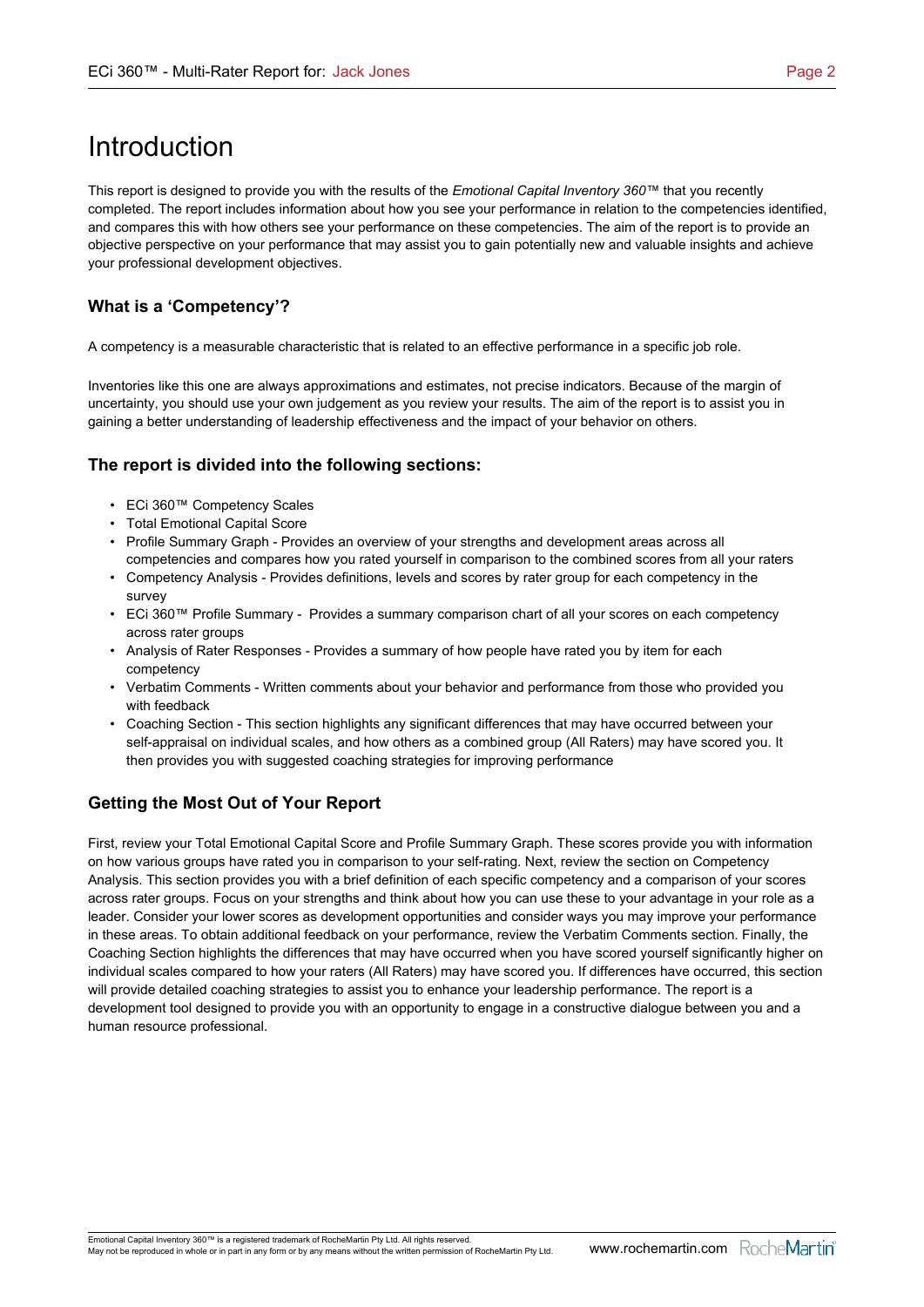# Introduction

This report is designed to provide you with the results of the *Emotional Capital Inventory 360™* that you recently completed. The report includes information about how you see your performance in relation to the competencies identified, and compares this with how others see your performance on these competencies. The aim of the report is to provide an objective perspective on your performance that may assist you to gain potentially new and valuable insights and achieve your professional development objectives.

### What is a 'Competency'?

A competency is a measurable characteristic that is related to an effective performance in a specific job role.

Inventories like this one are always approximations and estimates, not precise indicators. Because of the margin of uncertainty, you should use your own judgement as you review your results. The aim of the report is to assist you in gaining a better understanding of leadership effectiveness and the impact of your behavior on others.

### The report is divided into the following sections:

- ECi 360™ Competency Scales
- Total Emotional Capital Score
- Profile Summary Graph - Provides an overview of your strengths and development areas across all competencies and compares how you rated yourself in comparison to the combined scores from all your raters
- Competency Analysis - Provides definitions, levels and scores by rater group for each competency in the survey
- ECi 360™ Profile Summary - Provides a summary comparison chart of all your scores on each competency across rater groups
- Analysis of Rater Responses - Provides a summary of how people have rated you by item for each competency
- Verbatim Comments - Written comments about your behavior and performance from those who provided you with feedback
- Coaching Section - This section highlights any significant differences that may have occurred between your self-appraisal on individual scales, and how others as a combined group (All Raters) may have scored you. It then provides you with suggested coaching strategies for improving performance

### Getting the Most Out of Your Report

First, review your Total Emotional Capital Score and Profile Summary Graph. These scores provide you with information on how various groups have rated you in comparison to your self-rating. Next, review the section on Competency Analysis. This section provides you with a brief definition of each specific competency and a comparison of your scores across rater groups. Focus on your strengths and think about how you can use these to your advantage in your role as a leader. Consider your lower scores as development opportunities and consider ways you may improve your performance in these areas. To obtain additional feedback on your performance, review the Verbatim Comments section. Finally, the Coaching Section highlights the differences that may have occurred when you have scored yourself significantly higher on individual scales compared to how your raters (All Raters) may have scored you. If differences have occurred, this section will provide detailed coaching strategies to assist you to enhance your leadership performance. The report is a development tool designed to provide you with an opportunity to engage in a constructive dialogue between you and a human resource professional.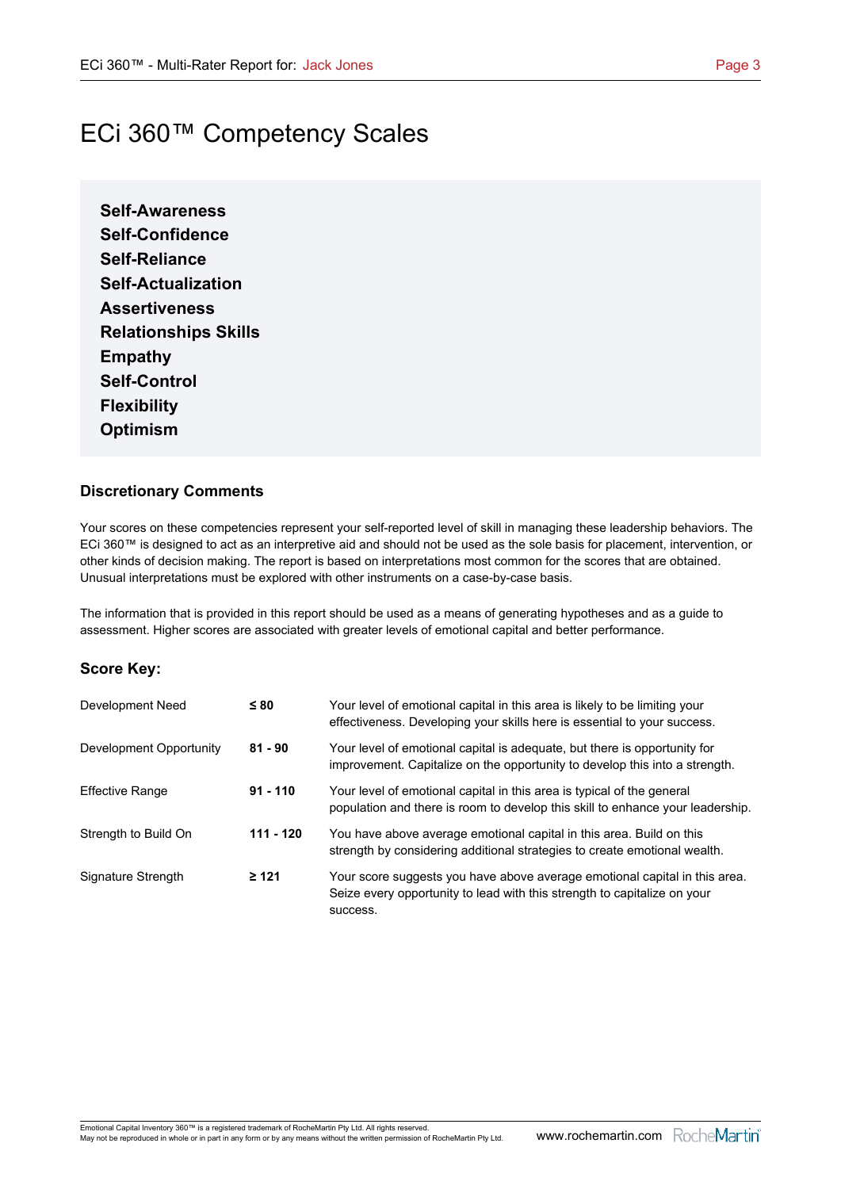# ECi 360™ Competency Scales

**Self-Awareness**
**Self-Confidence**
**Self-Reliance**
**Self-Actualization**
**Assertiveness**
**Relationships Skills**
**Empathy**
**Self-Control**
**Flexibility**
**Optimism**

### Discretionary Comments

Your scores on these competencies represent your self-reported level of skill in managing these leadership behaviors. The ECi 360™ is designed to act as an interpretive aid and should not be used as the sole basis for placement, intervention, or other kinds of decision making. The report is based on interpretations most common for the scores that are obtained. Unusual interpretations must be explored with other instruments on a case-by-case basis.

The information that is provided in this report should be used as a means of generating hypotheses and as a guide to assessment. Higher scores are associated with greater levels of emotional capital and better performance.

### Score Key:

| | | |
|---|---|---|
| Development Need | **≤ 80** | Your level of emotional capital in this area is likely to be limiting your effectiveness. Developing your skills here is essential to your success. |
| Development Opportunity | **81 - 90** | Your level of emotional capital is adequate, but there is opportunity for improvement. Capitalize on the opportunity to develop this into a strength. |
| Effective Range | **91 - 110** | Your level of emotional capital in this area is typical of the general population and there is room to develop this skill to enhance your leadership. |
| Strength to Build On | **111 - 120** | You have above average emotional capital in this area. Build on this strength by considering additional strategies to create emotional wealth. |
| Signature Strength | **≥ 121** | Your score suggests you have above average emotional capital in this area. Seize every opportunity to lead with this strength to capitalize on your success. |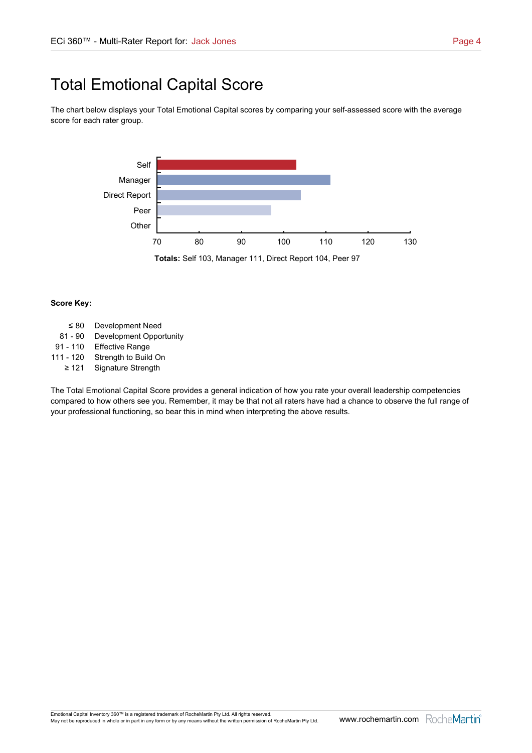# Total Emotional Capital Score

The chart below displays your Total Emotional Capital scores by comparing your self-assessed score with the average score for each rater group.

**Totals:** Self 103, Manager 111, Direct Report 104, Peer 97

**Score Key:**

| | |
|---|---|
| ≤ 80 | Development Need |
| 81 - 90 | Development Opportunity |
| 91 - 110 | Effective Range |
| 111 - 120 | Strength to Build On |
| ≥ 121 | Signature Strength |

The Total Emotional Capital Score provides a general indication of how you rate your overall leadership competencies compared to how others see you. Remember, it may be that not all raters have had a chance to observe the full range of your professional functioning, so bear this in mind when interpreting the above results.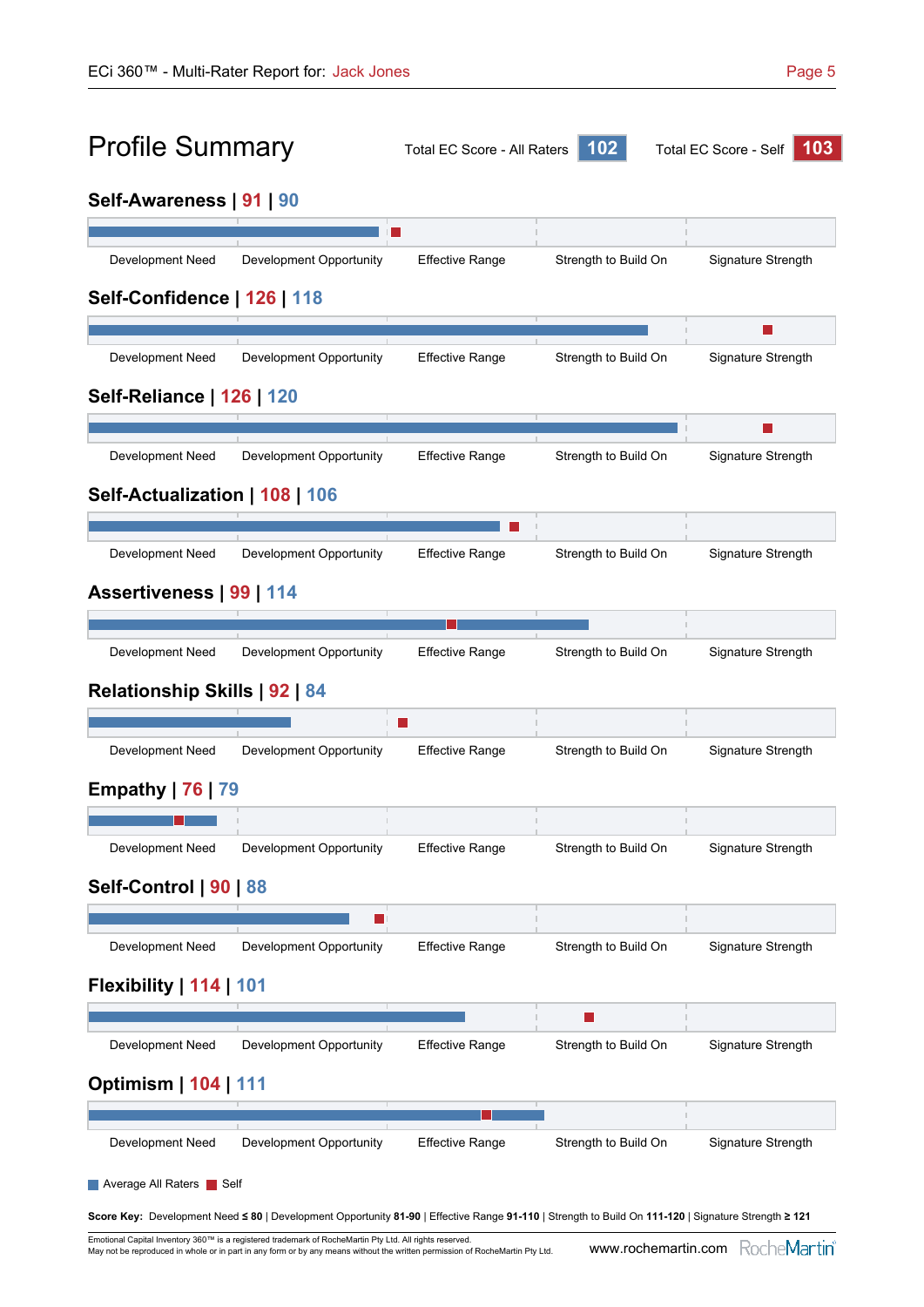# Profile Summary

Total EC Score - All Raters **102** | Total EC Score - Self **103**

## Self-Awareness | 91 | 90

Development Need | Development Opportunity | Effective Range | Strength to Build On | Signature Strength

## Self-Confidence | 126 | 118

Development Need | Development Opportunity | Effective Range | Strength to Build On | Signature Strength

## Self-Reliance | 126 | 120

Development Need | Development Opportunity | Effective Range | Strength to Build On | Signature Strength

## Self-Actualization | 108 | 106

Development Need | Development Opportunity | Effective Range | Strength to Build On | Signature Strength

## Assertiveness | 99 | 114

Development Need | Development Opportunity | Effective Range | Strength to Build On | Signature Strength

## Relationship Skills | 92 | 84

Development Need | Development Opportunity | Effective Range | Strength to Build On | Signature Strength

## Empathy | 76 | 79

Development Need | Development Opportunity | Effective Range | Strength to Build On | Signature Strength

## Self-Control | 90 | 88

Development Need | Development Opportunity | Effective Range | Strength to Build On | Signature Strength

## Flexibility | 114 | 101

Development Need | Development Opportunity | Effective Range | Strength to Build On | Signature Strength

## Optimism | 104 | 111

Development Need | Development Opportunity | Effective Range | Strength to Build On | Signature Strength

Average All Raters | Self

**Score Key:** Development Need **≤ 80** | Development Opportunity **81-90** | Effective Range **91-110** | Strength to Build On **111-120** | Signature Strength **≥ 121**

Emotional Capital Inventory 360™ is a registered trademark of RocheMartin Pty Ltd. All rights reserved.
May not be reproduced in whole or in part in any form or by any means without the written permission of RocheMartin Pty Ltd.

www.rochemartin.com RocheMartin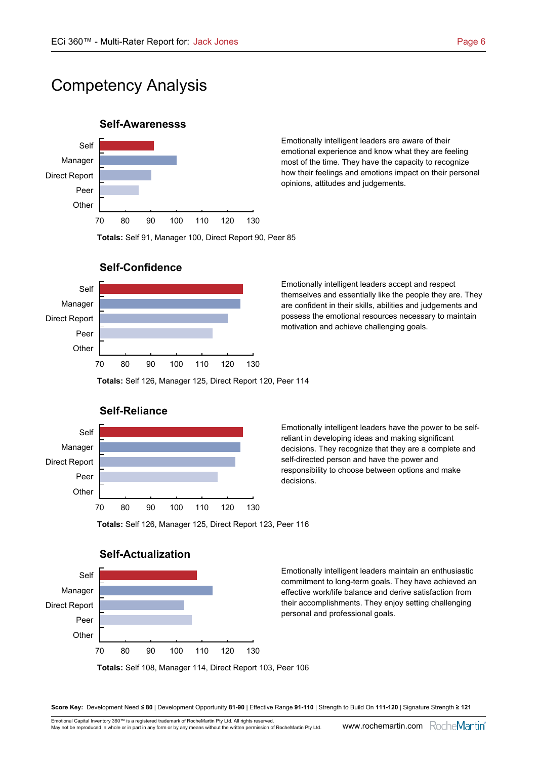# Competency Analysis

### Self-Awarenesss

Emotionally intelligent leaders are aware of their emotional experience and know what they are feeling most of the time. They have the capacity to recognize how their feelings and emotions impact on their personal opinions, attitudes and judgements.

**Totals:** Self 91, Manager 100, Direct Report 90, Peer 85

### Self-Confidence

Emotionally intelligent leaders accept and respect themselves and essentially like the people they are. They are confident in their skills, abilities and judgements and possess the emotional resources necessary to maintain motivation and achieve challenging goals.

**Totals:** Self 126, Manager 125, Direct Report 120, Peer 114

### Self-Reliance

Emotionally intelligent leaders have the power to be self-reliant in developing ideas and making significant decisions. They recognize that they are a complete and self-directed person and have the power and responsibility to choose between options and make decisions.

**Totals:** Self 126, Manager 125, Direct Report 123, Peer 116

### Self-Actualization

Emotionally intelligent leaders maintain an enthusiastic commitment to long-term goals. They have achieved an effective work/life balance and derive satisfaction from their accomplishments. They enjoy setting challenging personal and professional goals.

**Totals:** Self 108, Manager 114, Direct Report 103, Peer 106

**Score Key:** Development Need **≤ 80** | Development Opportunity **81-90** | Effective Range **91-110** | Strength to Build On **111-120** | Signature Strength **≥ 121**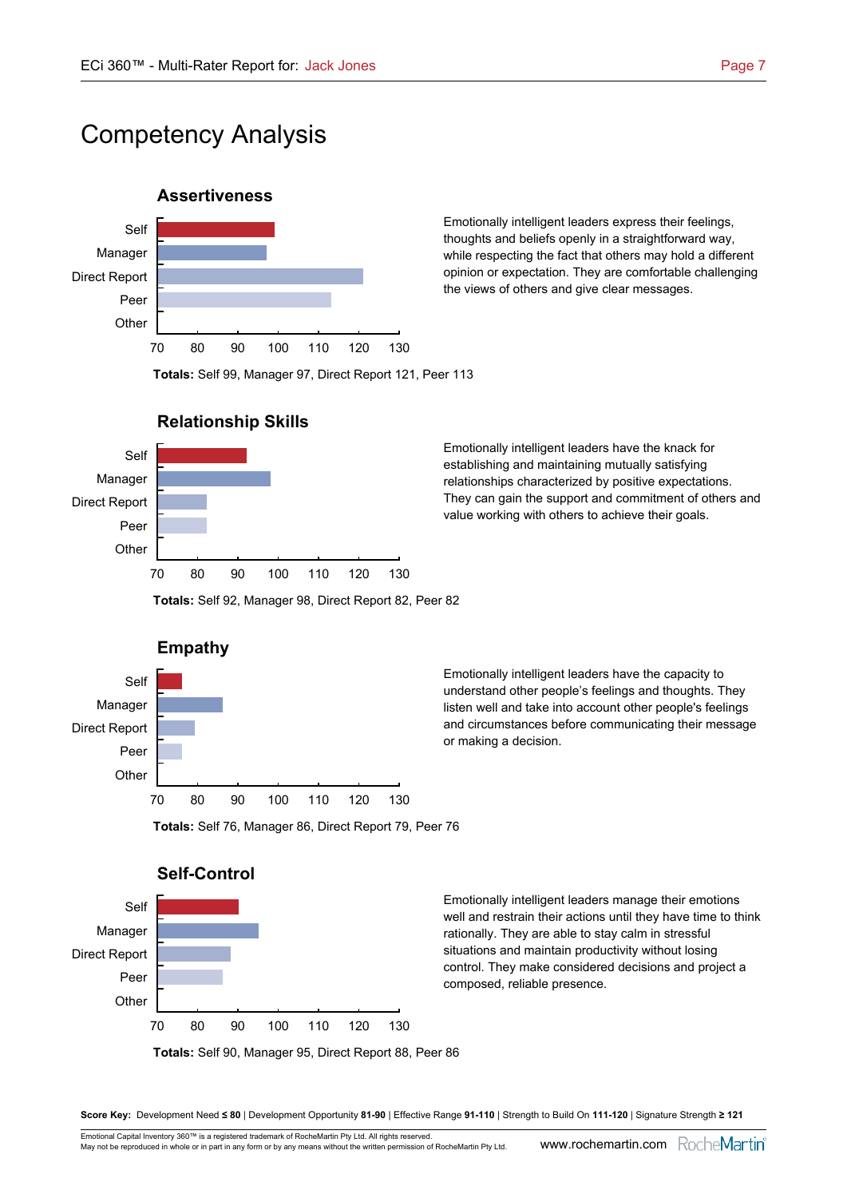# Competency Analysis

## Assertiveness

Emotionally intelligent leaders express their feelings, thoughts and beliefs openly in a straightforward way, while respecting the fact that others may hold a different opinion or expectation. They are comfortable challenging the views of others and give clear messages.

**Totals:** Self 99, Manager 97, Direct Report 121, Peer 113

## Relationship Skills

Emotionally intelligent leaders have the knack for establishing and maintaining mutually satisfying relationships characterized by positive expectations. They can gain the support and commitment of others and value working with others to achieve their goals.

**Totals:** Self 92, Manager 98, Direct Report 82, Peer 82

## Empathy

Emotionally intelligent leaders have the capacity to understand other people's feelings and thoughts. They listen well and take into account other people's feelings and circumstances before communicating their message or making a decision.

**Totals:** Self 76, Manager 86, Direct Report 79, Peer 76

## Self-Control

Emotionally intelligent leaders manage their emotions well and restrain their actions until they have time to think rationally. They are able to stay calm in stressful situations and maintain productivity without losing control. They make considered decisions and project a composed, reliable presence.

**Totals:** Self 90, Manager 95, Direct Report 88, Peer 86

**Score Key:** Development Need **≤ 80** | Development Opportunity **81-90** | Effective Range **91-110** | Strength to Build On **111-120** | Signature Strength **≥ 121**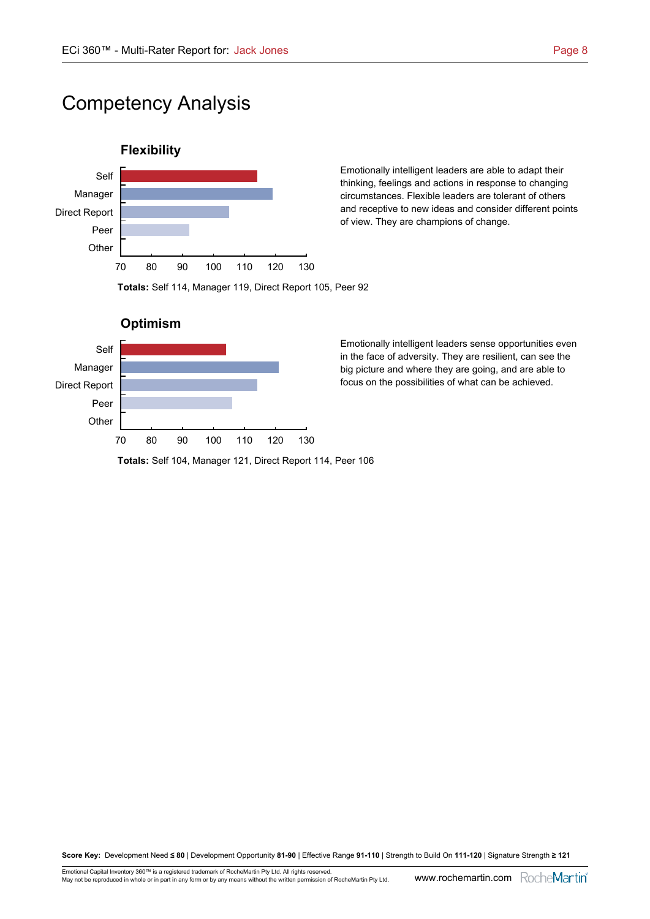# Competency Analysis

## Flexibility

Emotionally intelligent leaders are able to adapt their thinking, feelings and actions in response to changing circumstances. Flexible leaders are tolerant of others and receptive to new ideas and consider different points of view. They are champions of change.

| Rater | Score |
| --- | --- |
| Self | 114 |
| Manager | 119 |
| Direct Report | 105 |
| Peer | 92 |
| Other | |

**Totals:** Self 114, Manager 119, Direct Report 105, Peer 92

## Optimism

Emotionally intelligent leaders sense opportunities even in the face of adversity. They are resilient, can see the big picture and where they are going, and are able to focus on the possibilities of what can be achieved.

| Rater | Score |
| --- | --- |
| Self | 104 |
| Manager | 121 |
| Direct Report | 114 |
| Peer | 106 |
| Other | |

**Totals:** Self 104, Manager 121, Direct Report 114, Peer 106

**Score Key:** Development Need **≤ 80** | Development Opportunity **81-90** | Effective Range **91-110** | Strength to Build On **111-120** | Signature Strength **≥ 121**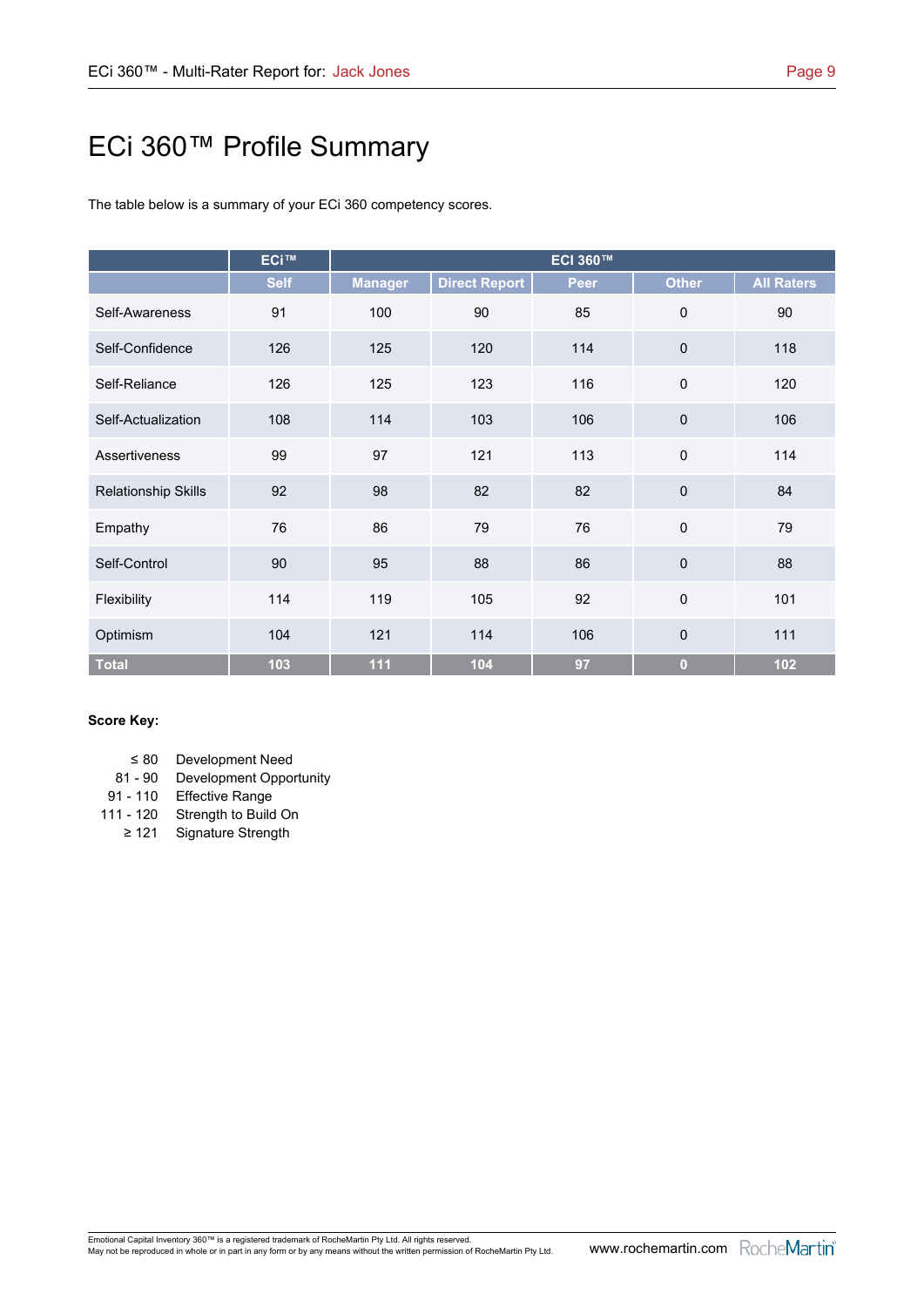# ECi 360™ Profile Summary

The table below is a summary of your ECi 360 competency scores.

| | ECi™ | ECI 360™ | | | | |
|---|---|---|---|---|---|---|
| | Self | Manager | Direct Report | Peer | Other | All Raters |
| Self-Awareness | 91 | 100 | 90 | 85 | 0 | 90 |
| Self-Confidence | 126 | 125 | 120 | 114 | 0 | 118 |
| Self-Reliance | 126 | 125 | 123 | 116 | 0 | 120 |
| Self-Actualization | 108 | 114 | 103 | 106 | 0 | 106 |
| Assertiveness | 99 | 97 | 121 | 113 | 0 | 114 |
| Relationship Skills | 92 | 98 | 82 | 82 | 0 | 84 |
| Empathy | 76 | 86 | 79 | 76 | 0 | 79 |
| Self-Control | 90 | 95 | 88 | 86 | 0 | 88 |
| Flexibility | 114 | 119 | 105 | 92 | 0 | 101 |
| Optimism | 104 | 121 | 114 | 106 | 0 | 111 |
| **Total** | **103** | **111** | **104** | **97** | **0** | **102** |

**Score Key:**

| | |
|---|---|
| ≤ 80 | Development Need |
| 81 - 90 | Development Opportunity |
| 91 - 110 | Effective Range |
| 111 - 120 | Strength to Build On |
| ≥ 121 | Signature Strength |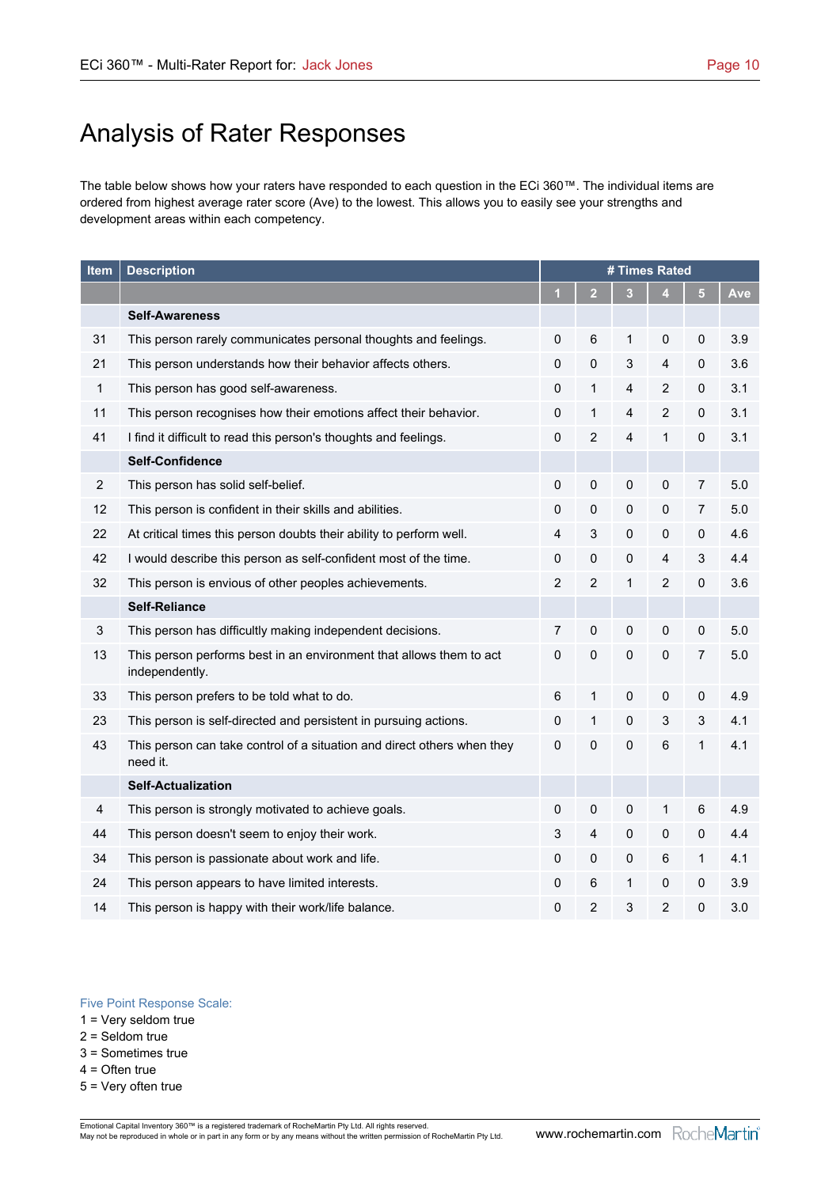# Analysis of Rater Responses

The table below shows how your raters have responded to each question in the ECi 360™. The individual items are ordered from highest average rater score (Ave) to the lowest. This allows you to easily see your strengths and development areas within each competency.

| Item | Description | # Times Rated | | | | | |
|---|---|---|---|---|---|---|---|
| | | 1 | 2 | 3 | 4 | 5 | Ave |
| | **Self-Awareness** | | | | | | |
| 31 | This person rarely communicates personal thoughts and feelings. | 0 | 6 | 1 | 0 | 0 | 3.9 |
| 21 | This person understands how their behavior affects others. | 0 | 0 | 3 | 4 | 0 | 3.6 |
| 1 | This person has good self-awareness. | 0 | 1 | 4 | 2 | 0 | 3.1 |
| 11 | This person recognises how their emotions affect their behavior. | 0 | 1 | 4 | 2 | 0 | 3.1 |
| 41 | I find it difficult to read this person's thoughts and feelings. | 0 | 2 | 4 | 1 | 0 | 3.1 |
| | **Self-Confidence** | | | | | | |
| 2 | This person has solid self-belief. | 0 | 0 | 0 | 0 | 7 | 5.0 |
| 12 | This person is confident in their skills and abilities. | 0 | 0 | 0 | 0 | 7 | 5.0 |
| 22 | At critical times this person doubts their ability to perform well. | 4 | 3 | 0 | 0 | 0 | 4.6 |
| 42 | I would describe this person as self-confident most of the time. | 0 | 0 | 0 | 4 | 3 | 4.4 |
| 32 | This person is envious of other peoples achievements. | 2 | 2 | 1 | 2 | 0 | 3.6 |
| | **Self-Reliance** | | | | | | |
| 3 | This person has difficultly making independent decisions. | 7 | 0 | 0 | 0 | 0 | 5.0 |
| 13 | This person performs best in an environment that allows them to act independently. | 0 | 0 | 0 | 0 | 7 | 5.0 |
| 33 | This person prefers to be told what to do. | 6 | 1 | 0 | 0 | 0 | 4.9 |
| 23 | This person is self-directed and persistent in pursuing actions. | 0 | 1 | 0 | 3 | 3 | 4.1 |
| 43 | This person can take control of a situation and direct others when they need it. | 0 | 0 | 0 | 6 | 1 | 4.1 |
| | **Self-Actualization** | | | | | | |
| 4 | This person is strongly motivated to achieve goals. | 0 | 0 | 0 | 1 | 6 | 4.9 |
| 44 | This person doesn't seem to enjoy their work. | 3 | 4 | 0 | 0 | 0 | 4.4 |
| 34 | This person is passionate about work and life. | 0 | 0 | 0 | 6 | 1 | 4.1 |
| 24 | This person appears to have limited interests. | 0 | 6 | 1 | 0 | 0 | 3.9 |
| 14 | This person is happy with their work/life balance. | 0 | 2 | 3 | 2 | 0 | 3.0 |

Five Point Response Scale:
1 = Very seldom true
2 = Seldom true
3 = Sometimes true
4 = Often true
5 = Very often true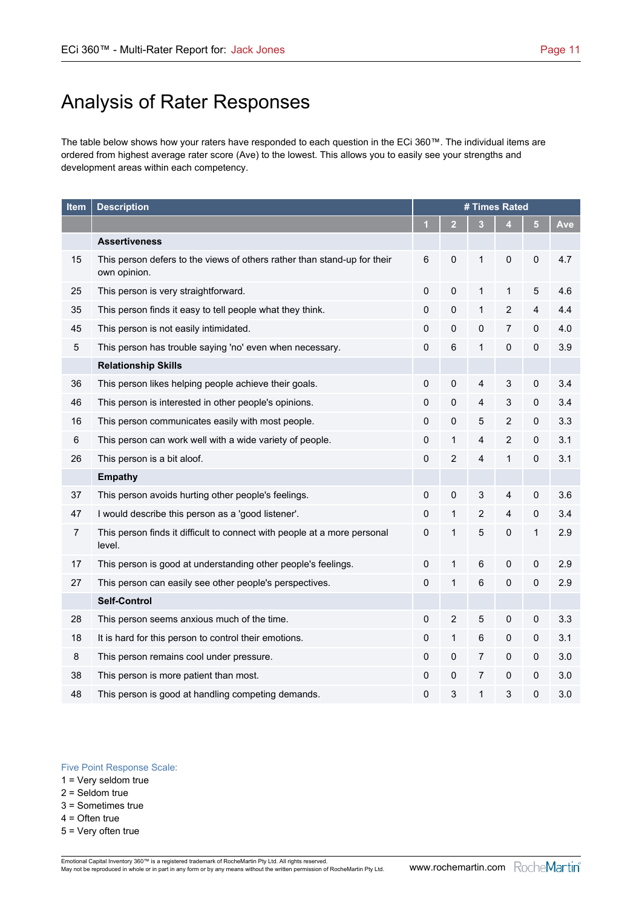# Analysis of Rater Responses

The table below shows how your raters have responded to each question in the ECi 360™. The individual items are ordered from highest average rater score (Ave) to the lowest. This allows you to easily see your strengths and development areas within each competency.

| Item | Description | # Times Rated | | | | | |
|---|---|---|---|---|---|---|---|
| | | 1 | 2 | 3 | 4 | 5 | Ave |
| | **Assertiveness** | | | | | | |
| 15 | This person defers to the views of others rather than stand-up for their own opinion. | 6 | 0 | 1 | 0 | 0 | 4.7 |
| 25 | This person is very straightforward. | 0 | 0 | 1 | 1 | 5 | 4.6 |
| 35 | This person finds it easy to tell people what they think. | 0 | 0 | 1 | 2 | 4 | 4.4 |
| 45 | This person is not easily intimidated. | 0 | 0 | 0 | 7 | 0 | 4.0 |
| 5 | This person has trouble saying 'no' even when necessary. | 0 | 6 | 1 | 0 | 0 | 3.9 |
| | **Relationship Skills** | | | | | | |
| 36 | This person likes helping people achieve their goals. | 0 | 0 | 4 | 3 | 0 | 3.4 |
| 46 | This person is interested in other people's opinions. | 0 | 0 | 4 | 3 | 0 | 3.4 |
| 16 | This person communicates easily with most people. | 0 | 0 | 5 | 2 | 0 | 3.3 |
| 6 | This person can work well with a wide variety of people. | 0 | 1 | 4 | 2 | 0 | 3.1 |
| 26 | This person is a bit aloof. | 0 | 2 | 4 | 1 | 0 | 3.1 |
| | **Empathy** | | | | | | |
| 37 | This person avoids hurting other people's feelings. | 0 | 0 | 3 | 4 | 0 | 3.6 |
| 47 | I would describe this person as a 'good listener'. | 0 | 1 | 2 | 4 | 0 | 3.4 |
| 7 | This person finds it difficult to connect with people at a more personal level. | 0 | 1 | 5 | 0 | 1 | 2.9 |
| 17 | This person is good at understanding other people's feelings. | 0 | 1 | 6 | 0 | 0 | 2.9 |
| 27 | This person can easily see other people's perspectives. | 0 | 1 | 6 | 0 | 0 | 2.9 |
| | **Self-Control** | | | | | | |
| 28 | This person seems anxious much of the time. | 0 | 2 | 5 | 0 | 0 | 3.3 |
| 18 | It is hard for this person to control their emotions. | 0 | 1 | 6 | 0 | 0 | 3.1 |
| 8 | This person remains cool under pressure. | 0 | 0 | 7 | 0 | 0 | 3.0 |
| 38 | This person is more patient than most. | 0 | 0 | 7 | 0 | 0 | 3.0 |
| 48 | This person is good at handling competing demands. | 0 | 3 | 1 | 3 | 0 | 3.0 |

Five Point Response Scale:
1 = Very seldom true
2 = Seldom true
3 = Sometimes true
4 = Often true
5 = Very often true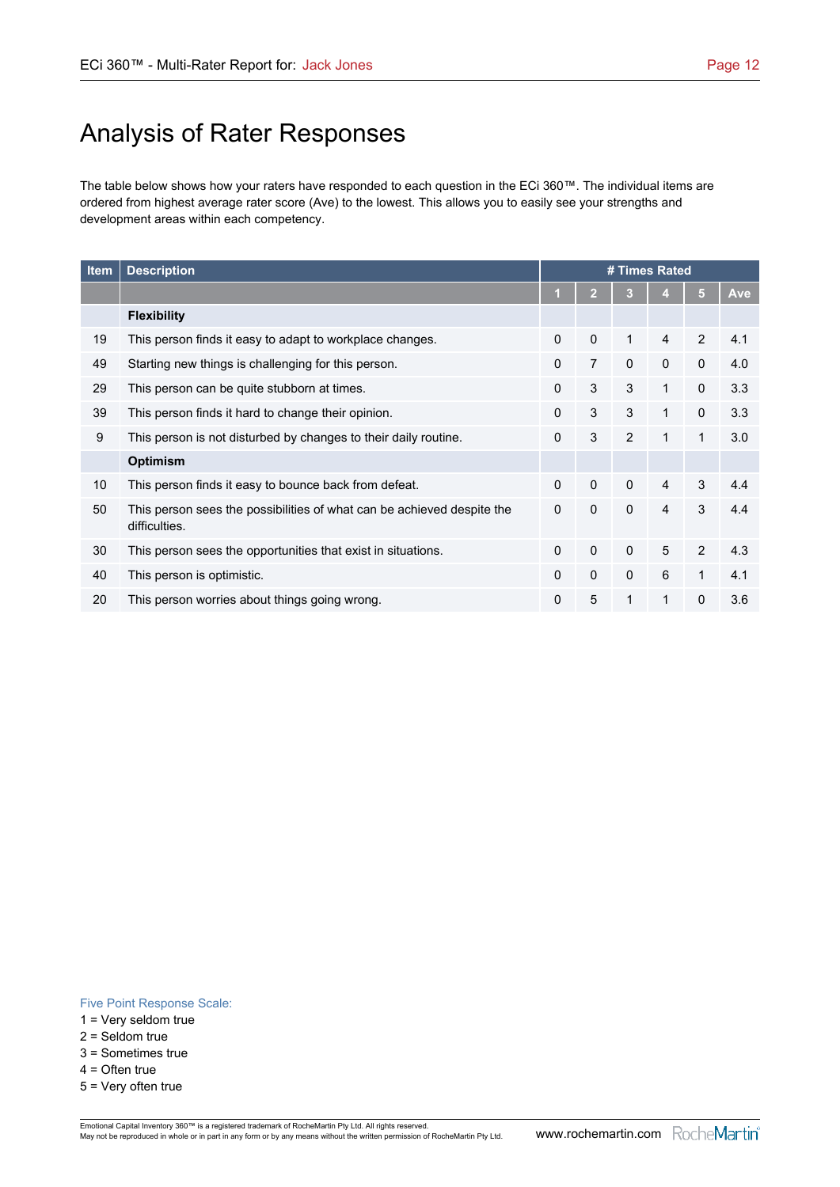# Analysis of Rater Responses

The table below shows how your raters have responded to each question in the ECi 360™. The individual items are ordered from highest average rater score (Ave) to the lowest. This allows you to easily see your strengths and development areas within each competency.

| Item | Description | # Times Rated | | | | | |
|---|---|---|---|---|---|---|---|
| | | 1 | 2 | 3 | 4 | 5 | Ave |
| | **Flexibility** | | | | | | |
| 19 | This person finds it easy to adapt to workplace changes. | 0 | 0 | 1 | 4 | 2 | 4.1 |
| 49 | Starting new things is challenging for this person. | 0 | 7 | 0 | 0 | 0 | 4.0 |
| 29 | This person can be quite stubborn at times. | 0 | 3 | 3 | 1 | 0 | 3.3 |
| 39 | This person finds it hard to change their opinion. | 0 | 3 | 3 | 1 | 0 | 3.3 |
| 9 | This person is not disturbed by changes to their daily routine. | 0 | 3 | 2 | 1 | 1 | 3.0 |
| | **Optimism** | | | | | | |
| 10 | This person finds it easy to bounce back from defeat. | 0 | 0 | 0 | 4 | 3 | 4.4 |
| 50 | This person sees the possibilities of what can be achieved despite the difficulties. | 0 | 0 | 0 | 4 | 3 | 4.4 |
| 30 | This person sees the opportunities that exist in situations. | 0 | 0 | 0 | 5 | 2 | 4.3 |
| 40 | This person is optimistic. | 0 | 0 | 0 | 6 | 1 | 4.1 |
| 20 | This person worries about things going wrong. | 0 | 5 | 1 | 1 | 0 | 3.6 |

Five Point Response Scale:
1 = Very seldom true
2 = Seldom true
3 = Sometimes true
4 = Often true
5 = Very often true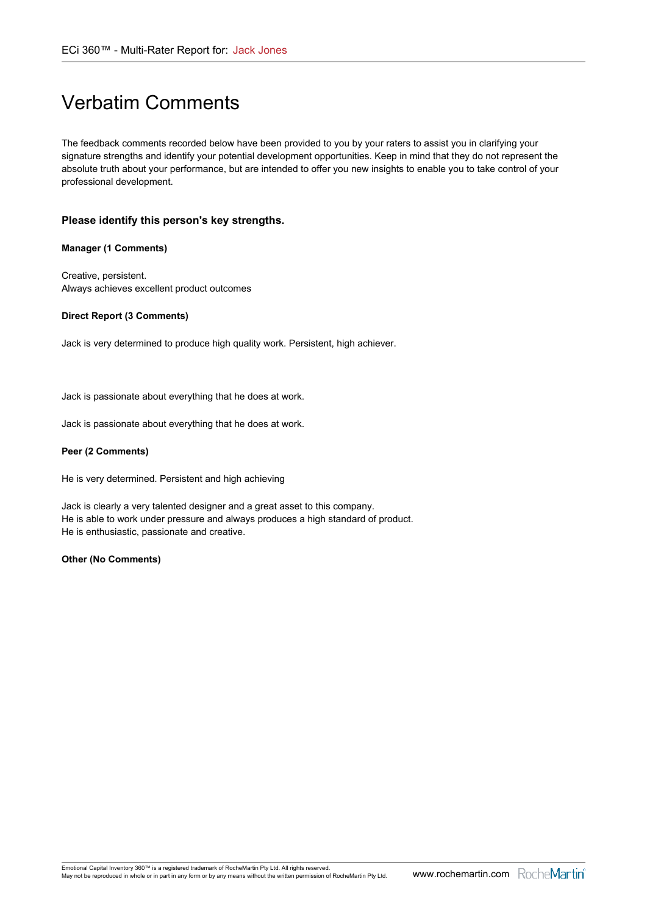# Verbatim Comments

The feedback comments recorded below have been provided to you by your raters to assist you in clarifying your signature strengths and identify your potential development opportunities. Keep in mind that they do not represent the absolute truth about your performance, but are intended to offer you new insights to enable you to take control of your professional development.

### Please identify this person's key strengths.

**Manager (1 Comments)**

Creative, persistent.
Always achieves excellent product outcomes

**Direct Report (3 Comments)**

Jack is very determined to produce high quality work. Persistent, high achiever.

Jack is passionate about everything that he does at work.

Jack is passionate about everything that he does at work.

**Peer (2 Comments)**

He is very determined. Persistent and high achieving

Jack is clearly a very talented designer and a great asset to this company.
He is able to work under pressure and always produces a high standard of product.
He is enthusiastic, passionate and creative.

**Other (No Comments)**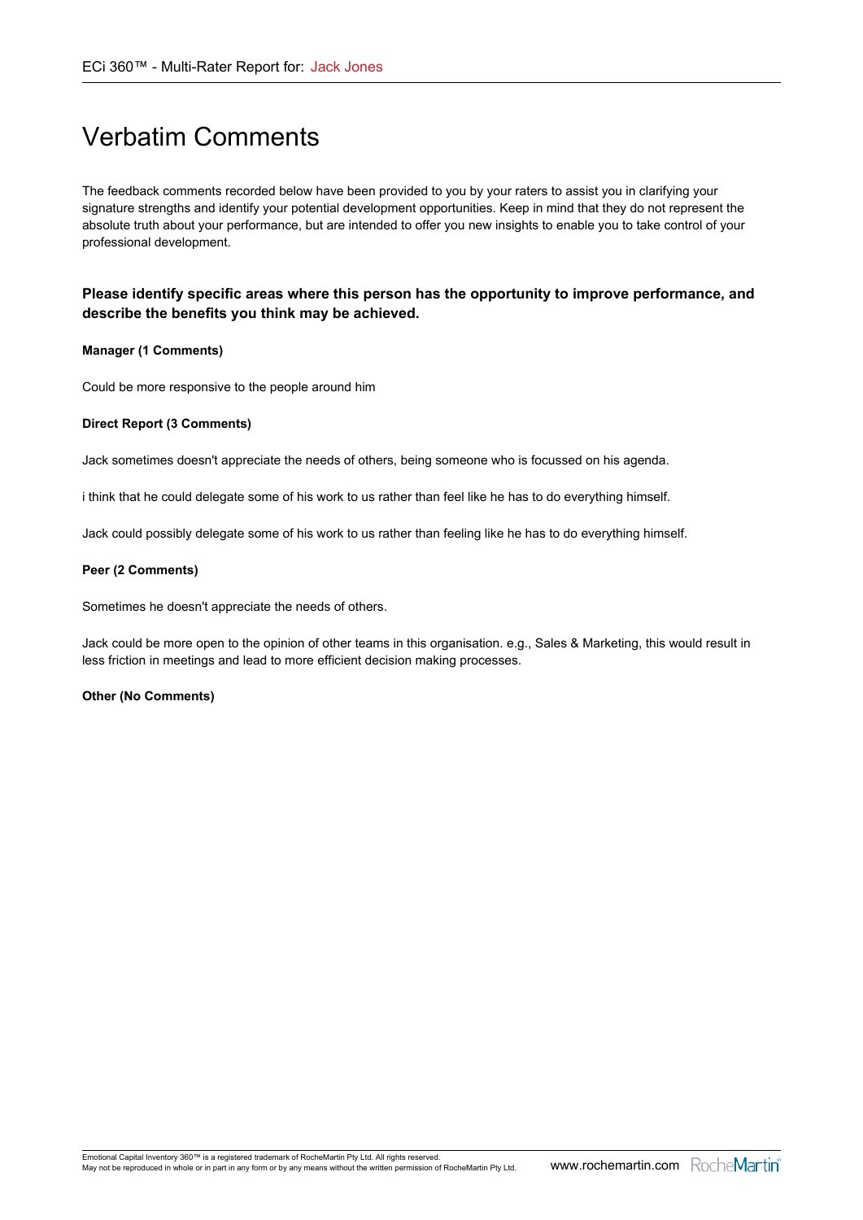# Verbatim Comments

The feedback comments recorded below have been provided to you by your raters to assist you in clarifying your signature strengths and identify your potential development opportunities. Keep in mind that they do not represent the absolute truth about your performance, but are intended to offer you new insights to enable you to take control of your professional development.

### Please identify specific areas where this person has the opportunity to improve performance, and describe the benefits you think may be achieved.

**Manager (1 Comments)**

Could be more responsive to the people around him

**Direct Report (3 Comments)**

Jack sometimes doesn't appreciate the needs of others, being someone who is focussed on his agenda.

i think that he could delegate some of his work to us rather than feel like he has to do everything himself.

Jack could possibly delegate some of his work to us rather than feeling like he has to do everything himself.

**Peer (2 Comments)**

Sometimes he doesn't appreciate the needs of others.

Jack could be more open to the opinion of other teams in this organisation. e.g., Sales & Marketing, this would result in less friction in meetings and lead to more efficient decision making processes.

**Other (No Comments)**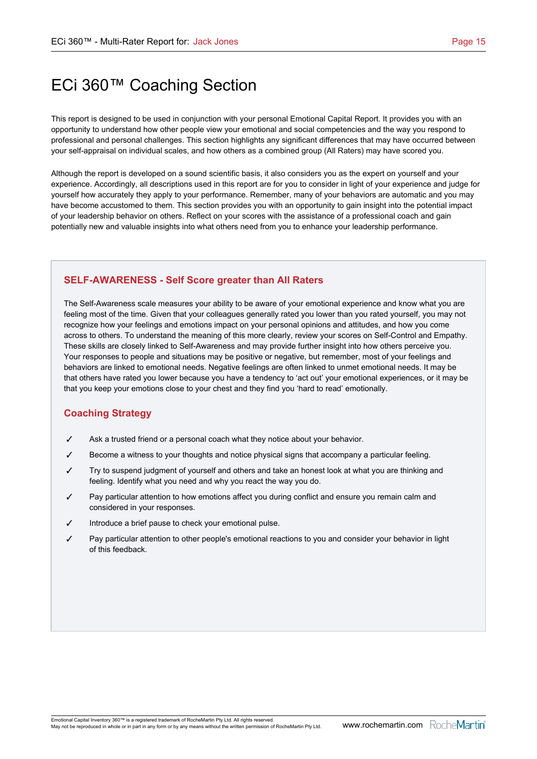# ECi 360™ Coaching Section

This report is designed to be used in conjunction with your personal Emotional Capital Report. It provides you with an opportunity to understand how other people view your emotional and social competencies and the way you respond to professional and personal challenges. This section highlights any significant differences that may have occurred between your self-appraisal on individual scales, and how others as a combined group (All Raters) may have scored you.

Although the report is developed on a sound scientific basis, it also considers you as the expert on yourself and your experience. Accordingly, all descriptions used in this report are for you to consider in light of your experience and judge for yourself how accurately they apply to your performance. Remember, many of your behaviors are automatic and you may have become accustomed to them. This section provides you with an opportunity to gain insight into the potential impact of your leadership behavior on others. Reflect on your scores with the assistance of a professional coach and gain potentially new and valuable insights into what others need from you to enhance your leadership performance.

## SELF-AWARENESS - Self Score greater than All Raters

The Self-Awareness scale measures your ability to be aware of your emotional experience and know what you are feeling most of the time. Given that your colleagues generally rated you lower than you rated yourself, you may not recognize how your feelings and emotions impact on your personal opinions and attitudes, and how you come across to others. To understand the meaning of this more clearly, review your scores on Self-Control and Empathy. These skills are closely linked to Self-Awareness and may provide further insight into how others perceive you. Your responses to people and situations may be positive or negative, but remember, most of your feelings and behaviors are linked to emotional needs. Negative feelings are often linked to unmet emotional needs. It may be that others have rated you lower because you have a tendency to 'act out' your emotional experiences, or it may be that you keep your emotions close to your chest and they find you 'hard to read' emotionally.

## Coaching Strategy

- ✓ Ask a trusted friend or a personal coach what they notice about your behavior.
- ✓ Become a witness to your thoughts and notice physical signs that accompany a particular feeling.
- ✓ Try to suspend judgment of yourself and others and take an honest look at what you are thinking and feeling. Identify what you need and why you react the way you do.
- ✓ Pay particular attention to how emotions affect you during conflict and ensure you remain calm and considered in your responses.
- ✓ Introduce a brief pause to check your emotional pulse.
- ✓ Pay particular attention to other people's emotional reactions to you and consider your behavior in light of this feedback.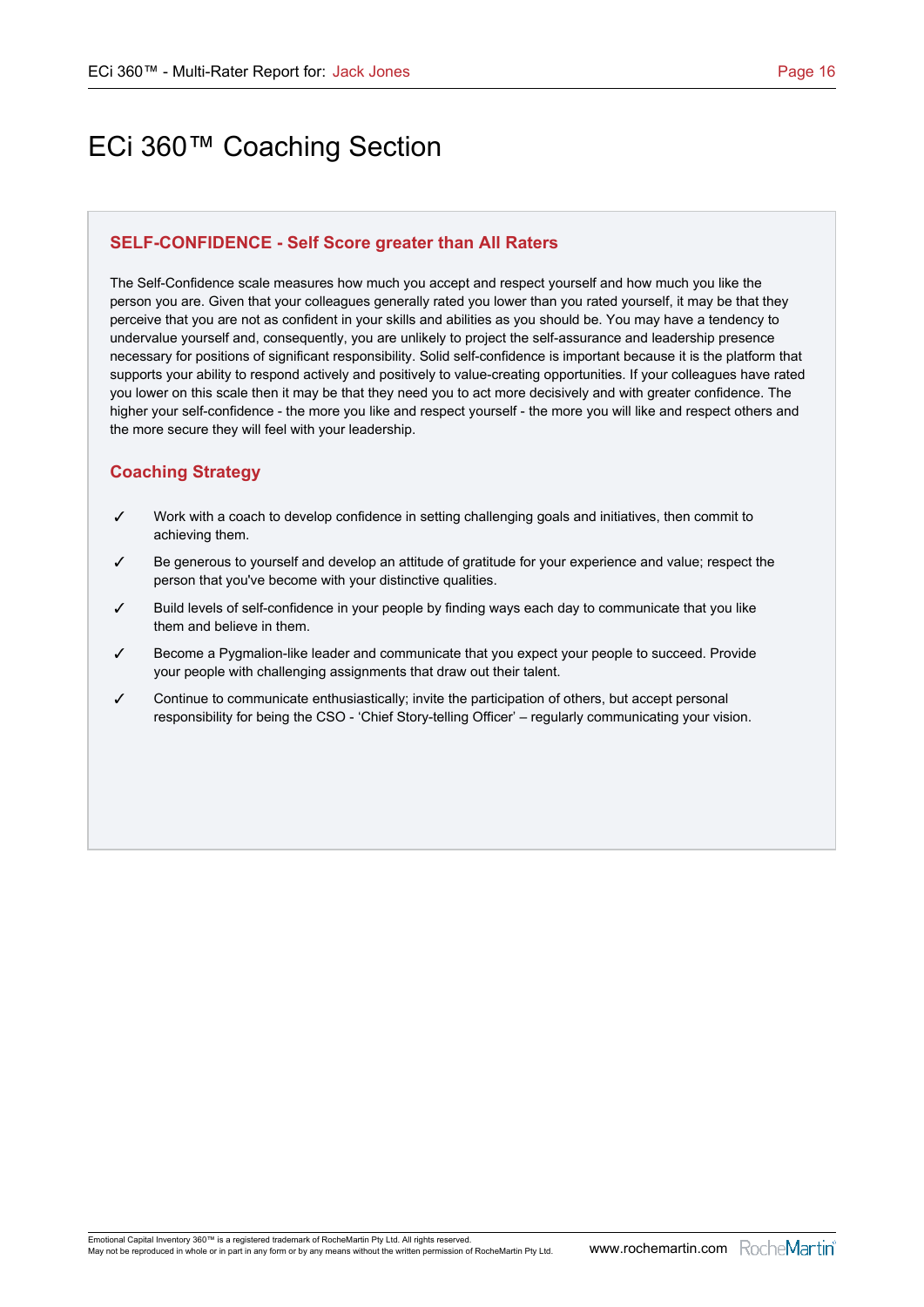# ECi 360™ Coaching Section

## SELF-CONFIDENCE - Self Score greater than All Raters

The Self-Confidence scale measures how much you accept and respect yourself and how much you like the person you are. Given that your colleagues generally rated you lower than you rated yourself, it may be that they perceive that you are not as confident in your skills and abilities as you should be. You may have a tendency to undervalue yourself and, consequently, you are unlikely to project the self-assurance and leadership presence necessary for positions of significant responsibility. Solid self-confidence is important because it is the platform that supports your ability to respond actively and positively to value-creating opportunities. If your colleagues have rated you lower on this scale then it may be that they need you to act more decisively and with greater confidence. The higher your self-confidence - the more you like and respect yourself - the more you will like and respect others and the more secure they will feel with your leadership.

### Coaching Strategy

- ✓ Work with a coach to develop confidence in setting challenging goals and initiatives, then commit to achieving them.
- ✓ Be generous to yourself and develop an attitude of gratitude for your experience and value; respect the person that you've become with your distinctive qualities.
- ✓ Build levels of self-confidence in your people by finding ways each day to communicate that you like them and believe in them.
- ✓ Become a Pygmalion-like leader and communicate that you expect your people to succeed. Provide your people with challenging assignments that draw out their talent.
- ✓ Continue to communicate enthusiastically; invite the participation of others, but accept personal responsibility for being the CSO - 'Chief Story-telling Officer' – regularly communicating your vision.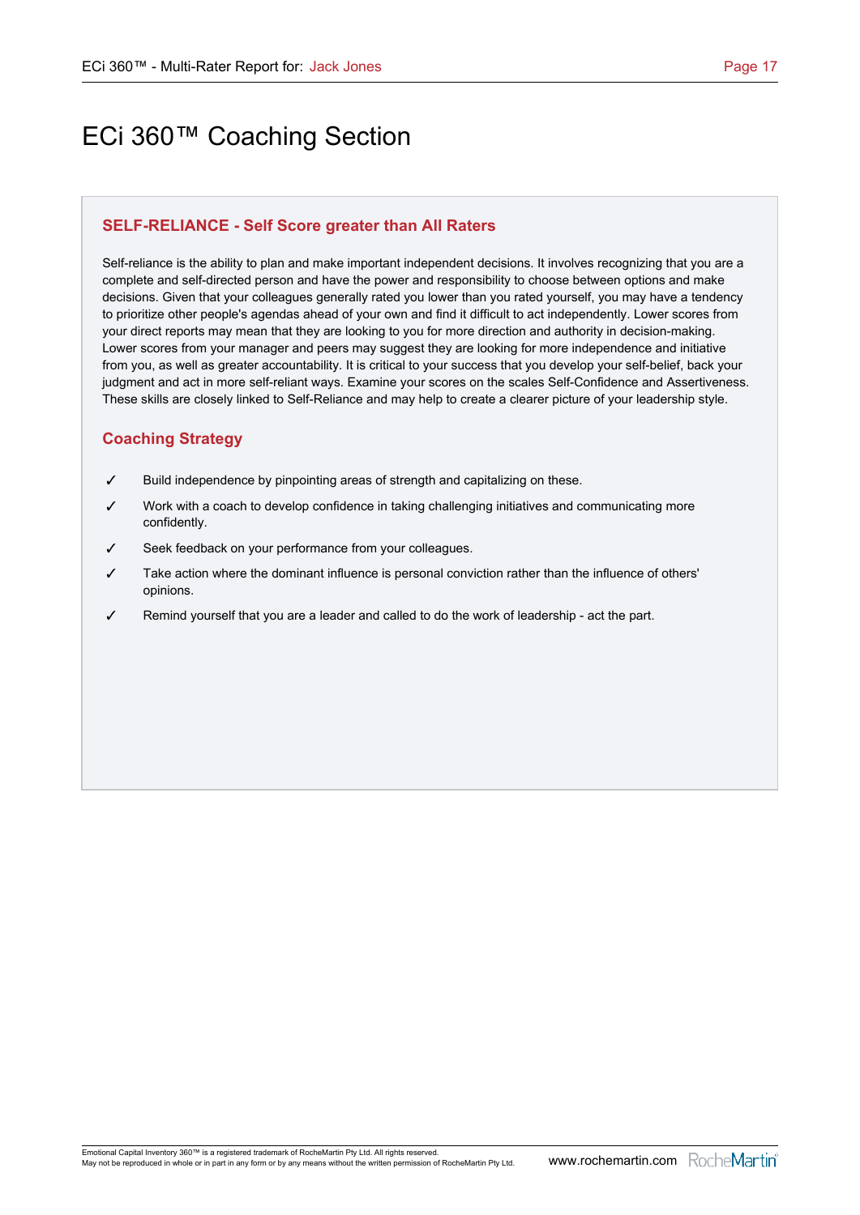# ECi 360™ Coaching Section

## SELF-RELIANCE - Self Score greater than All Raters

Self-reliance is the ability to plan and make important independent decisions. It involves recognizing that you are a complete and self-directed person and have the power and responsibility to choose between options and make decisions. Given that your colleagues generally rated you lower than you rated yourself, you may have a tendency to prioritize other people's agendas ahead of your own and find it difficult to act independently. Lower scores from your direct reports may mean that they are looking to you for more direction and authority in decision-making. Lower scores from your manager and peers may suggest they are looking for more independence and initiative from you, as well as greater accountability. It is critical to your success that you develop your self-belief, back your judgment and act in more self-reliant ways. Examine your scores on the scales Self-Confidence and Assertiveness. These skills are closely linked to Self-Reliance and may help to create a clearer picture of your leadership style.

## Coaching Strategy

- ✓ Build independence by pinpointing areas of strength and capitalizing on these.
- ✓ Work with a coach to develop confidence in taking challenging initiatives and communicating more confidently.
- ✓ Seek feedback on your performance from your colleagues.
- ✓ Take action where the dominant influence is personal conviction rather than the influence of others' opinions.
- ✓ Remind yourself that you are a leader and called to do the work of leadership - act the part.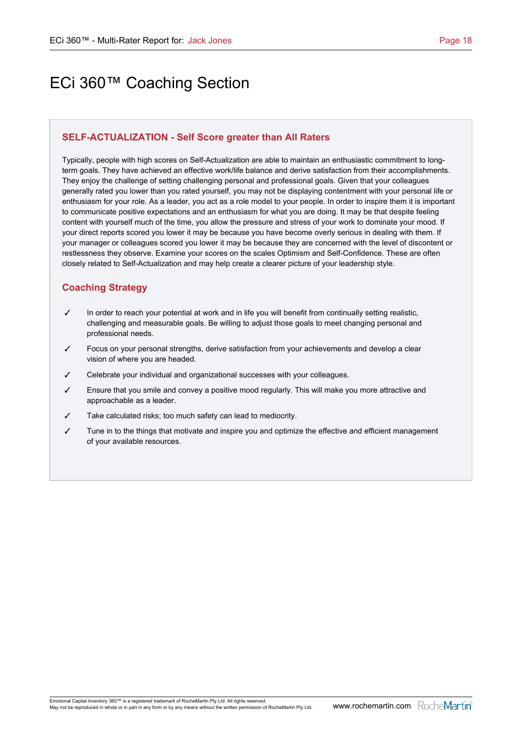# ECi 360™ Coaching Section

## SELF-ACTUALIZATION - Self Score greater than All Raters

Typically, people with high scores on Self-Actualization are able to maintain an enthusiastic commitment to long-term goals. They have achieved an effective work/life balance and derive satisfaction from their accomplishments. They enjoy the challenge of setting challenging personal and professional goals. Given that your colleagues generally rated you lower than you rated yourself, you may not be displaying contentment with your personal life or enthusiasm for your role. As a leader, you act as a role model to your people. In order to inspire them it is important to communicate positive expectations and an enthusiasm for what you are doing. It may be that despite feeling content with yourself much of the time, you allow the pressure and stress of your work to dominate your mood. If your direct reports scored you lower it may be because you have become overly serious in dealing with them. If your manager or colleagues scored you lower it may be because they are concerned with the level of discontent or restlessness they observe. Examine your scores on the scales Optimism and Self-Confidence. These are often closely related to Self-Actualization and may help create a clearer picture of your leadership style.

### Coaching Strategy

- ✓ In order to reach your potential at work and in life you will benefit from continually setting realistic, challenging and measurable goals. Be willing to adjust those goals to meet changing personal and professional needs.
- ✓ Focus on your personal strengths, derive satisfaction from your achievements and develop a clear vision of where you are headed.
- ✓ Celebrate your individual and organizational successes with your colleagues.
- ✓ Ensure that you smile and convey a positive mood regularly. This will make you more attractive and approachable as a leader.
- ✓ Take calculated risks; too much safety can lead to mediocrity.
- ✓ Tune in to the things that motivate and inspire you and optimize the effective and efficient management of your available resources.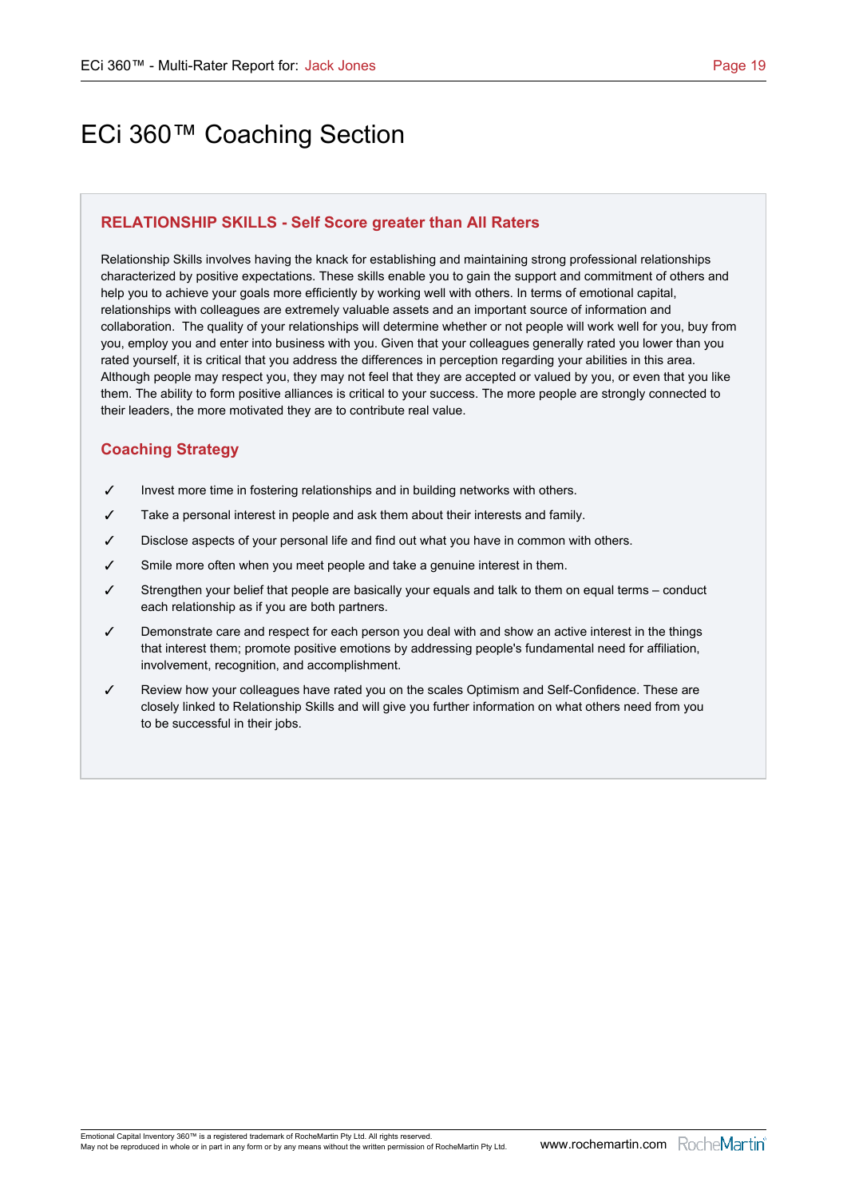# ECi 360™ Coaching Section

## RELATIONSHIP SKILLS - Self Score greater than All Raters

Relationship Skills involves having the knack for establishing and maintaining strong professional relationships characterized by positive expectations. These skills enable you to gain the support and commitment of others and help you to achieve your goals more efficiently by working well with others. In terms of emotional capital, relationships with colleagues are extremely valuable assets and an important source of information and collaboration. The quality of your relationships will determine whether or not people will work well for you, buy from you, employ you and enter into business with you. Given that your colleagues generally rated you lower than you rated yourself, it is critical that you address the differences in perception regarding your abilities in this area. Although people may respect you, they may not feel that they are accepted or valued by you, or even that you like them. The ability to form positive alliances is critical to your success. The more people are strongly connected to their leaders, the more motivated they are to contribute real value.

## Coaching Strategy

- ✓ Invest more time in fostering relationships and in building networks with others.
- ✓ Take a personal interest in people and ask them about their interests and family.
- ✓ Disclose aspects of your personal life and find out what you have in common with others.
- ✓ Smile more often when you meet people and take a genuine interest in them.
- ✓ Strengthen your belief that people are basically your equals and talk to them on equal terms – conduct each relationship as if you are both partners.
- ✓ Demonstrate care and respect for each person you deal with and show an active interest in the things that interest them; promote positive emotions by addressing people's fundamental need for affiliation, involvement, recognition, and accomplishment.
- ✓ Review how your colleagues have rated you on the scales Optimism and Self-Confidence. These are closely linked to Relationship Skills and will give you further information on what others need from you to be successful in their jobs.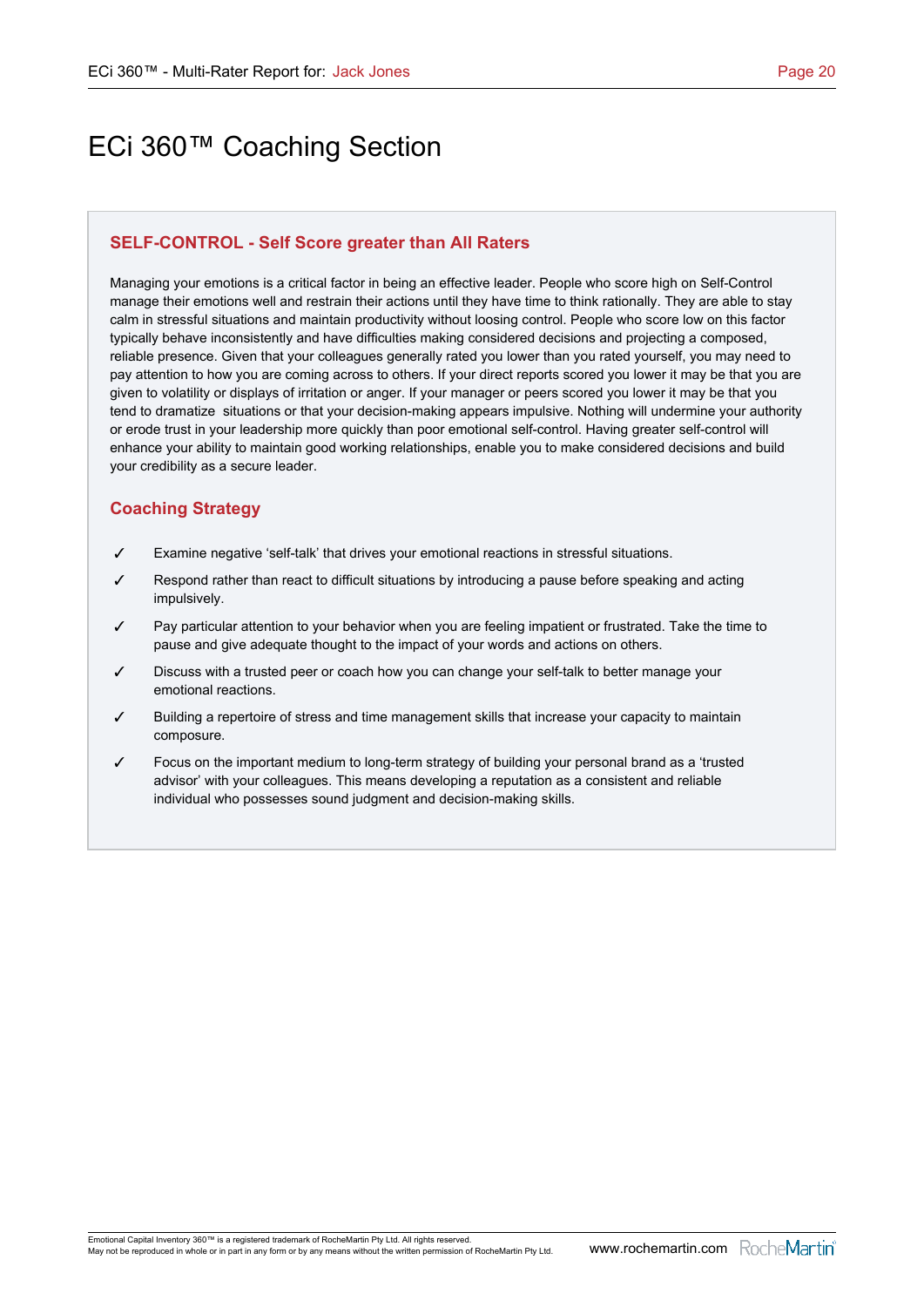# ECi 360™ Coaching Section

## SELF-CONTROL - Self Score greater than All Raters

Managing your emotions is a critical factor in being an effective leader. People who score high on Self-Control manage their emotions well and restrain their actions until they have time to think rationally. They are able to stay calm in stressful situations and maintain productivity without loosing control. People who score low on this factor typically behave inconsistently and have difficulties making considered decisions and projecting a composed, reliable presence. Given that your colleagues generally rated you lower than you rated yourself, you may need to pay attention to how you are coming across to others. If your direct reports scored you lower it may be that you are given to volatility or displays of irritation or anger. If your manager or peers scored you lower it may be that you tend to dramatize  situations or that your decision-making appears impulsive. Nothing will undermine your authority or erode trust in your leadership more quickly than poor emotional self-control. Having greater self-control will enhance your ability to maintain good working relationships, enable you to make considered decisions and build your credibility as a secure leader.

## Coaching Strategy

- ✓ Examine negative 'self-talk' that drives your emotional reactions in stressful situations.
- ✓ Respond rather than react to difficult situations by introducing a pause before speaking and acting impulsively.
- ✓ Pay particular attention to your behavior when you are feeling impatient or frustrated. Take the time to pause and give adequate thought to the impact of your words and actions on others.
- ✓ Discuss with a trusted peer or coach how you can change your self-talk to better manage your emotional reactions.
- ✓ Building a repertoire of stress and time management skills that increase your capacity to maintain composure.
- ✓ Focus on the important medium to long-term strategy of building your personal brand as a 'trusted advisor' with your colleagues. This means developing a reputation as a consistent and reliable individual who possesses sound judgment and decision-making skills.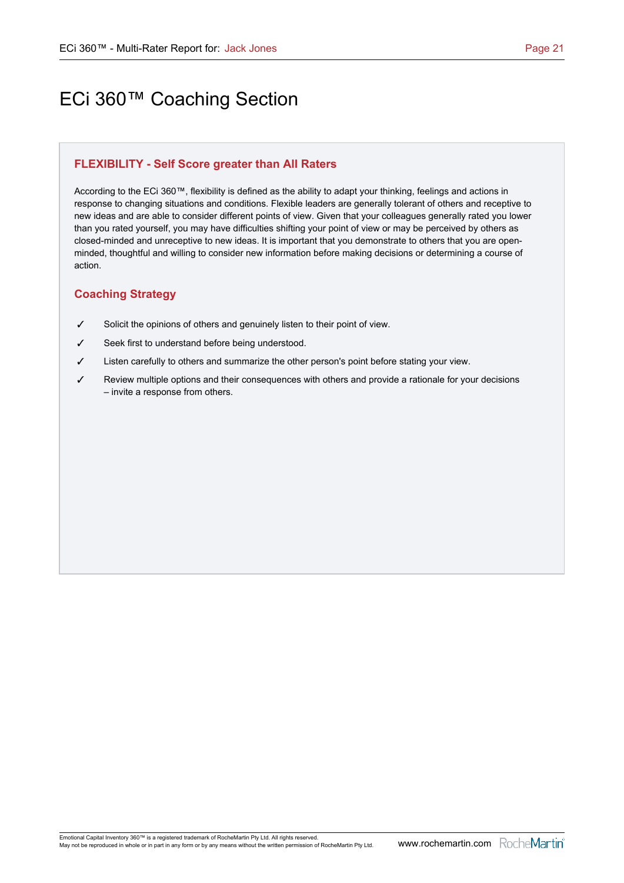# ECi 360™ Coaching Section

## FLEXIBILITY - Self Score greater than All Raters

According to the ECi 360™, flexibility is defined as the ability to adapt your thinking, feelings and actions in response to changing situations and conditions. Flexible leaders are generally tolerant of others and receptive to new ideas and are able to consider different points of view. Given that your colleagues generally rated you lower than you rated yourself, you may have difficulties shifting your point of view or may be perceived by others as closed-minded and unreceptive to new ideas. It is important that you demonstrate to others that you are open-minded, thoughtful and willing to consider new information before making decisions or determining a course of action.

## Coaching Strategy

- ✓ Solicit the opinions of others and genuinely listen to their point of view.
- ✓ Seek first to understand before being understood.
- ✓ Listen carefully to others and summarize the other person's point before stating your view.
- ✓ Review multiple options and their consequences with others and provide a rationale for your decisions – invite a response from others.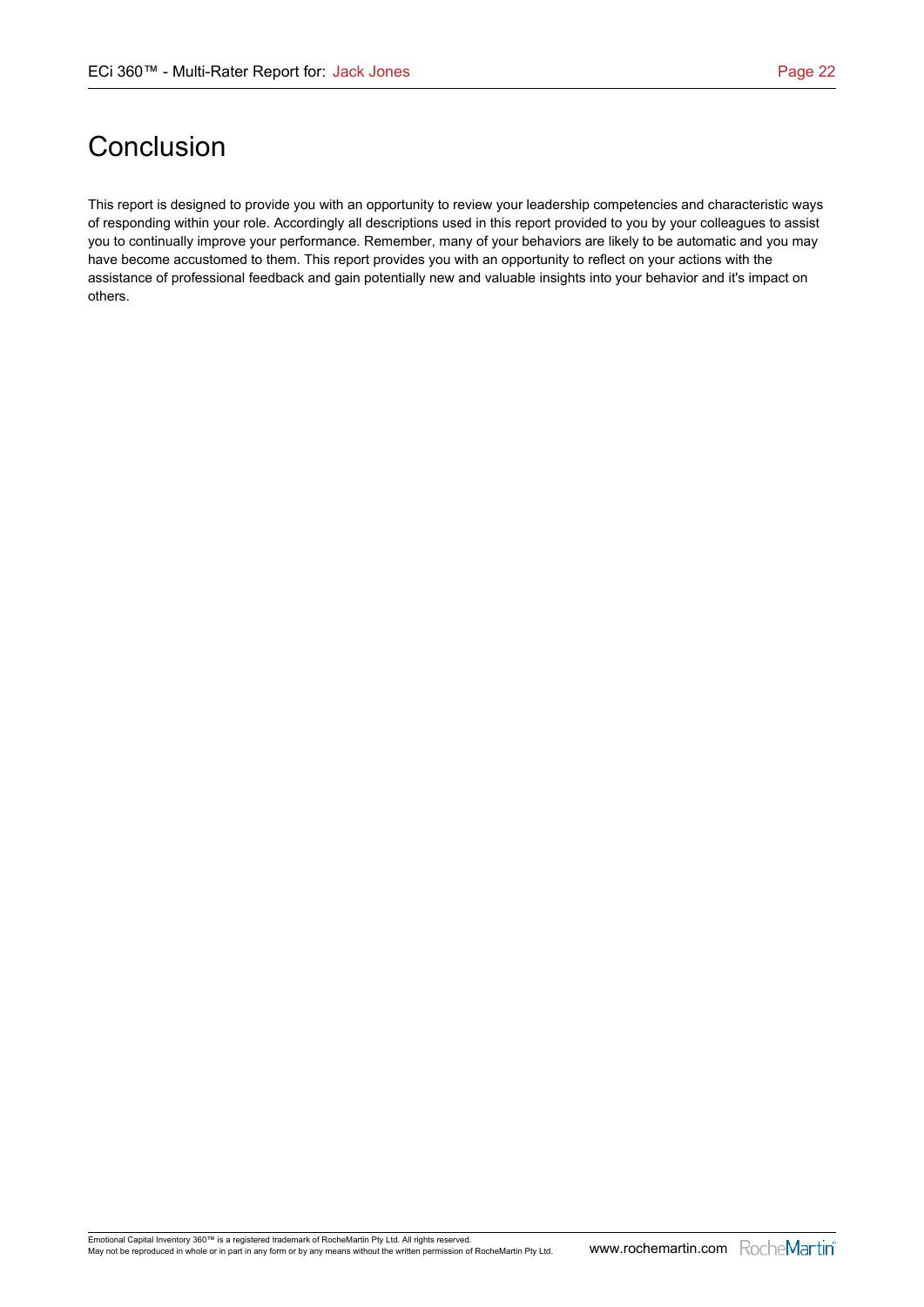# Conclusion

This report is designed to provide you with an opportunity to review your leadership competencies and characteristic ways of responding within your role. Accordingly all descriptions used in this report provided to you by your colleagues to assist you to continually improve your performance. Remember, many of your behaviors are likely to be automatic and you may have become accustomed to them. This report provides you with an opportunity to reflect on your actions with the assistance of professional feedback and gain potentially new and valuable insights into your behavior and it's impact on others.